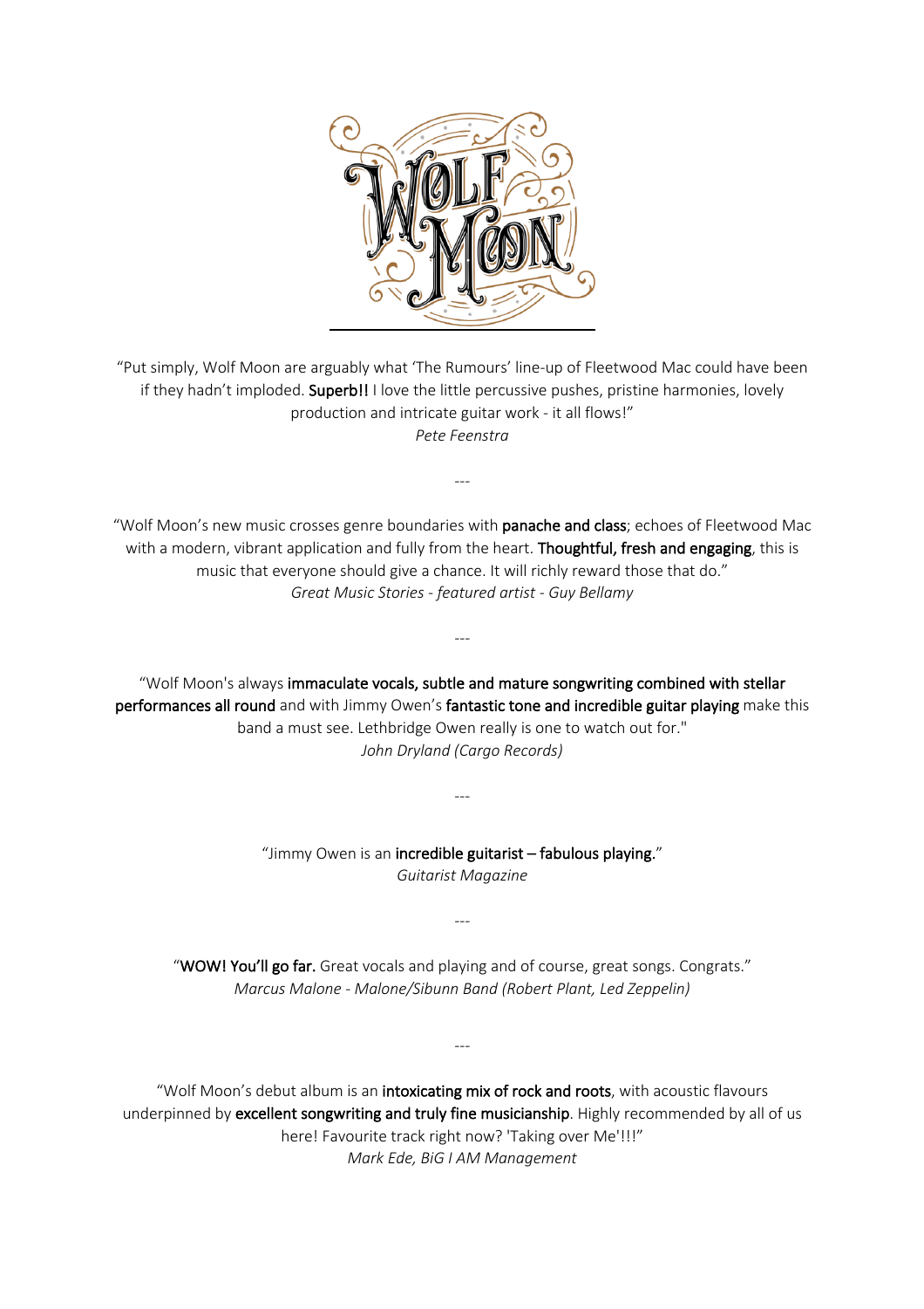"Put simply, Wolf Moon are arguably what 'The Rumours' line-up of Fleetwood Mac could have been if they hadn't imploded. **Superb!!** I love the little percussive pushes, pristine harmonies, lovely production and intricate guitar work - it all flows!"
*Pete Feenstra*

---

"Wolf Moon's new music crosses genre boundaries with **panache and class**; echoes of Fleetwood Mac with a modern, vibrant application and fully from the heart. **Thoughtful, fresh and engaging**, this is music that everyone should give a chance. It will richly reward those that do."
*Great Music Stories - featured artist - Guy Bellamy*

---

"Wolf Moon's always **immaculate vocals, subtle and mature songwriting combined with stellar performances all round** and with Jimmy Owen's **fantastic tone and incredible guitar playing** make this band a must see. Lethbridge Owen really is one to watch out for."
*John Dryland (Cargo Records)*

---

"Jimmy Owen is an **incredible guitarist – fabulous playing.**"
*Guitarist Magazine*

---

"**WOW! You'll go far.** Great vocals and playing and of course, great songs. Congrats."
*Marcus Malone - Malone/Sibunn Band (Robert Plant, Led Zeppelin)*

---

"Wolf Moon's debut album is an **intoxicating mix of rock and roots**, with acoustic flavours underpinned by **excellent songwriting and truly fine musicianship**. Highly recommended by all of us here! Favourite track right now? 'Taking over Me'!!!"
*Mark Ede, BiG I AM Management*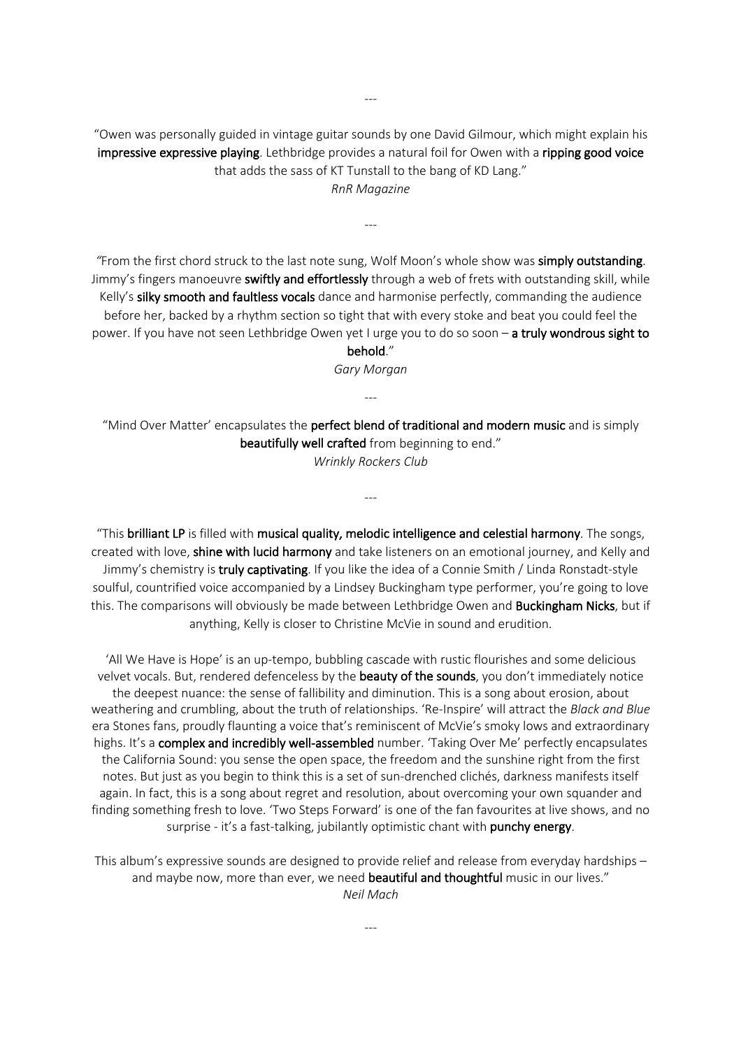---

"Owen was personally guided in vintage guitar sounds by one David Gilmour, which might explain his **impressive expressive playing**. Lethbridge provides a natural foil for Owen with a **ripping good voice** that adds the sass of KT Tunstall to the bang of KD Lang."

*RnR Magazine*

---

"From the first chord struck to the last note sung, Wolf Moon's whole show was **simply outstanding**. Jimmy's fingers manoeuvre **swiftly and effortlessly** through a web of frets with outstanding skill, while Kelly's **silky smooth and faultless vocals** dance and harmonise perfectly, commanding the audience before her, backed by a rhythm section so tight that with every stoke and beat you could feel the power. If you have not seen Lethbridge Owen yet I urge you to do so soon – **a truly wondrous sight to behold**."

*Gary Morgan*

---

"Mind Over Matter' encapsulates the **perfect blend of traditional and modern music** and is simply **beautifully well crafted** from beginning to end."

*Wrinkly Rockers Club*

---

"This **brilliant LP** is filled with **musical quality, melodic intelligence and celestial harmony**. The songs, created with love, **shine with lucid harmony** and take listeners on an emotional journey, and Kelly and Jimmy's chemistry is **truly captivating**. If you like the idea of a Connie Smith / Linda Ronstadt-style soulful, countrified voice accompanied by a Lindsey Buckingham type performer, you're going to love this. The comparisons will obviously be made between Lethbridge Owen and **Buckingham Nicks**, but if anything, Kelly is closer to Christine McVie in sound and erudition.

'All We Have is Hope' is an up-tempo, bubbling cascade with rustic flourishes and some delicious velvet vocals. But, rendered defenceless by the **beauty of the sounds**, you don't immediately notice the deepest nuance: the sense of fallibility and diminution. This is a song about erosion, about weathering and crumbling, about the truth of relationships. 'Re-Inspire' will attract the *Black and Blue* era Stones fans, proudly flaunting a voice that's reminiscent of McVie's smoky lows and extraordinary highs. It's a **complex and incredibly well-assembled** number. 'Taking Over Me' perfectly encapsulates the California Sound: you sense the open space, the freedom and the sunshine right from the first notes. But just as you begin to think this is a set of sun-drenched clichés, darkness manifests itself again. In fact, this is a song about regret and resolution, about overcoming your own squander and finding something fresh to love. 'Two Steps Forward' is one of the fan favourites at live shows, and no surprise - it's a fast-talking, jubilantly optimistic chant with **punchy energy**.

This album's expressive sounds are designed to provide relief and release from everyday hardships – and maybe now, more than ever, we need **beautiful and thoughtful** music in our lives."

*Neil Mach*

---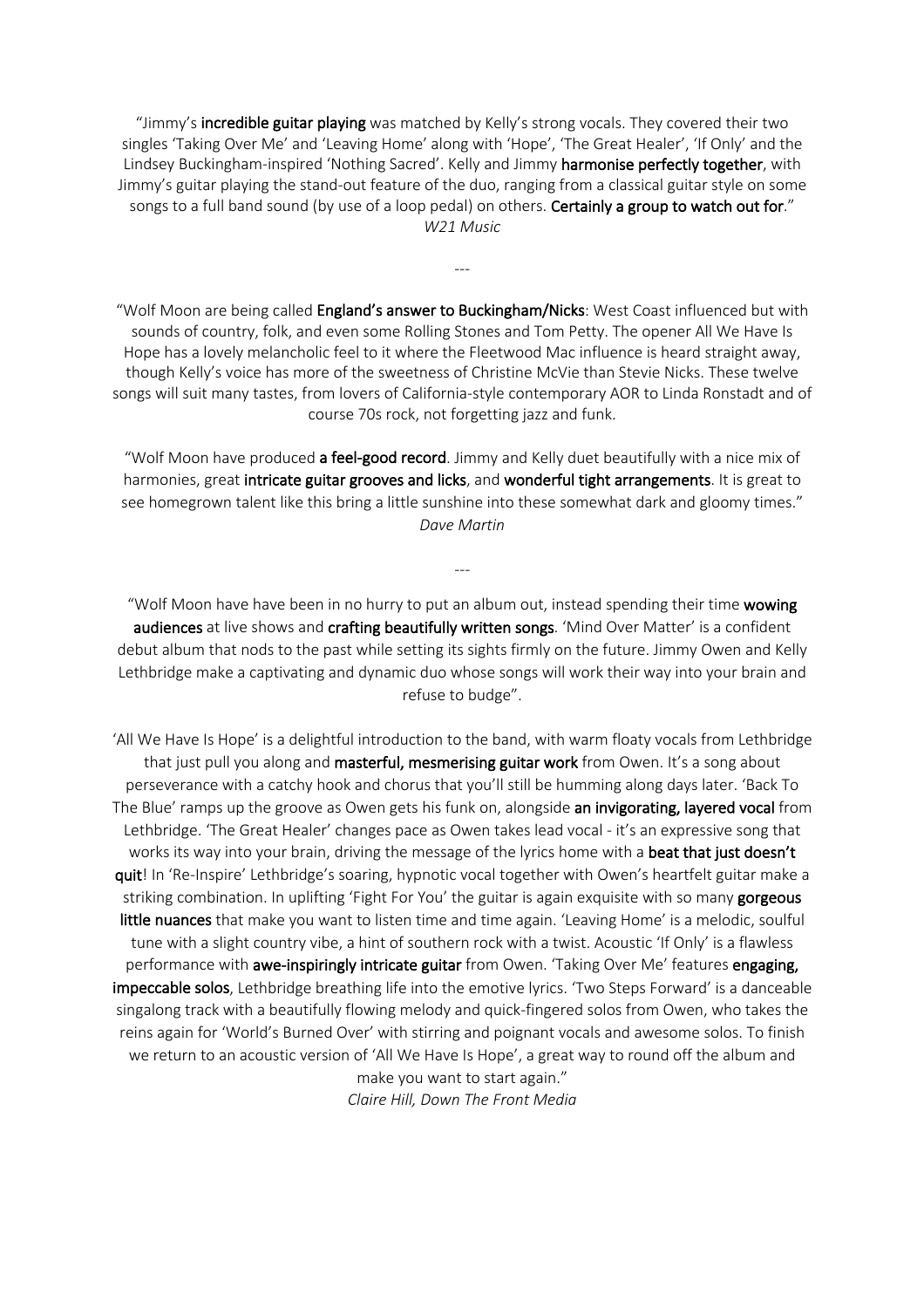"Jimmy's **incredible guitar playing** was matched by Kelly's strong vocals. They covered their two singles 'Taking Over Me' and 'Leaving Home' along with 'Hope', 'The Great Healer', 'If Only' and the Lindsey Buckingham-inspired 'Nothing Sacred'. Kelly and Jimmy **harmonise perfectly together**, with Jimmy's guitar playing the stand-out feature of the duo, ranging from a classical guitar style on some songs to a full band sound (by use of a loop pedal) on others. **Certainly a group to watch out for**."
*W21 Music*

---

"Wolf Moon are being called **England's answer to Buckingham/Nicks**: West Coast influenced but with sounds of country, folk, and even some Rolling Stones and Tom Petty. The opener All We Have Is Hope has a lovely melancholic feel to it where the Fleetwood Mac influence is heard straight away, though Kelly's voice has more of the sweetness of Christine McVie than Stevie Nicks. These twelve songs will suit many tastes, from lovers of California-style contemporary AOR to Linda Ronstadt and of course 70s rock, not forgetting jazz and funk.

"Wolf Moon have produced **a feel-good record**. Jimmy and Kelly duet beautifully with a nice mix of harmonies, great **intricate guitar grooves and licks**, and **wonderful tight arrangements**. It is great to see homegrown talent like this bring a little sunshine into these somewhat dark and gloomy times."
*Dave Martin*

---

"Wolf Moon have have been in no hurry to put an album out, instead spending their time **wowing audiences** at live shows and **crafting beautifully written songs**. 'Mind Over Matter' is a confident debut album that nods to the past while setting its sights firmly on the future. Jimmy Owen and Kelly Lethbridge make a captivating and dynamic duo whose songs will work their way into your brain and refuse to budge".

'All We Have Is Hope' is a delightful introduction to the band, with warm floaty vocals from Lethbridge that just pull you along and **masterful, mesmerising guitar work** from Owen. It's a song about perseverance with a catchy hook and chorus that you'll still be humming along days later. 'Back To The Blue' ramps up the groove as Owen gets his funk on, alongside **an invigorating, layered vocal** from Lethbridge. 'The Great Healer' changes pace as Owen takes lead vocal - it's an expressive song that works its way into your brain, driving the message of the lyrics home with a **beat that just doesn't quit**! In 'Re-Inspire' Lethbridge's soaring, hypnotic vocal together with Owen's heartfelt guitar make a striking combination. In uplifting 'Fight For You' the guitar is again exquisite with so many **gorgeous little nuances** that make you want to listen time and time again. 'Leaving Home' is a melodic, soulful tune with a slight country vibe, a hint of southern rock with a twist. Acoustic 'If Only' is a flawless performance with **awe-inspiringly intricate guitar** from Owen. 'Taking Over Me' features **engaging, impeccable solos**, Lethbridge breathing life into the emotive lyrics. 'Two Steps Forward' is a danceable singalong track with a beautifully flowing melody and quick-fingered solos from Owen, who takes the reins again for 'World's Burned Over' with stirring and poignant vocals and awesome solos. To finish we return to an acoustic version of 'All We Have Is Hope', a great way to round off the album and make you want to start again."
*Claire Hill, Down The Front Media*